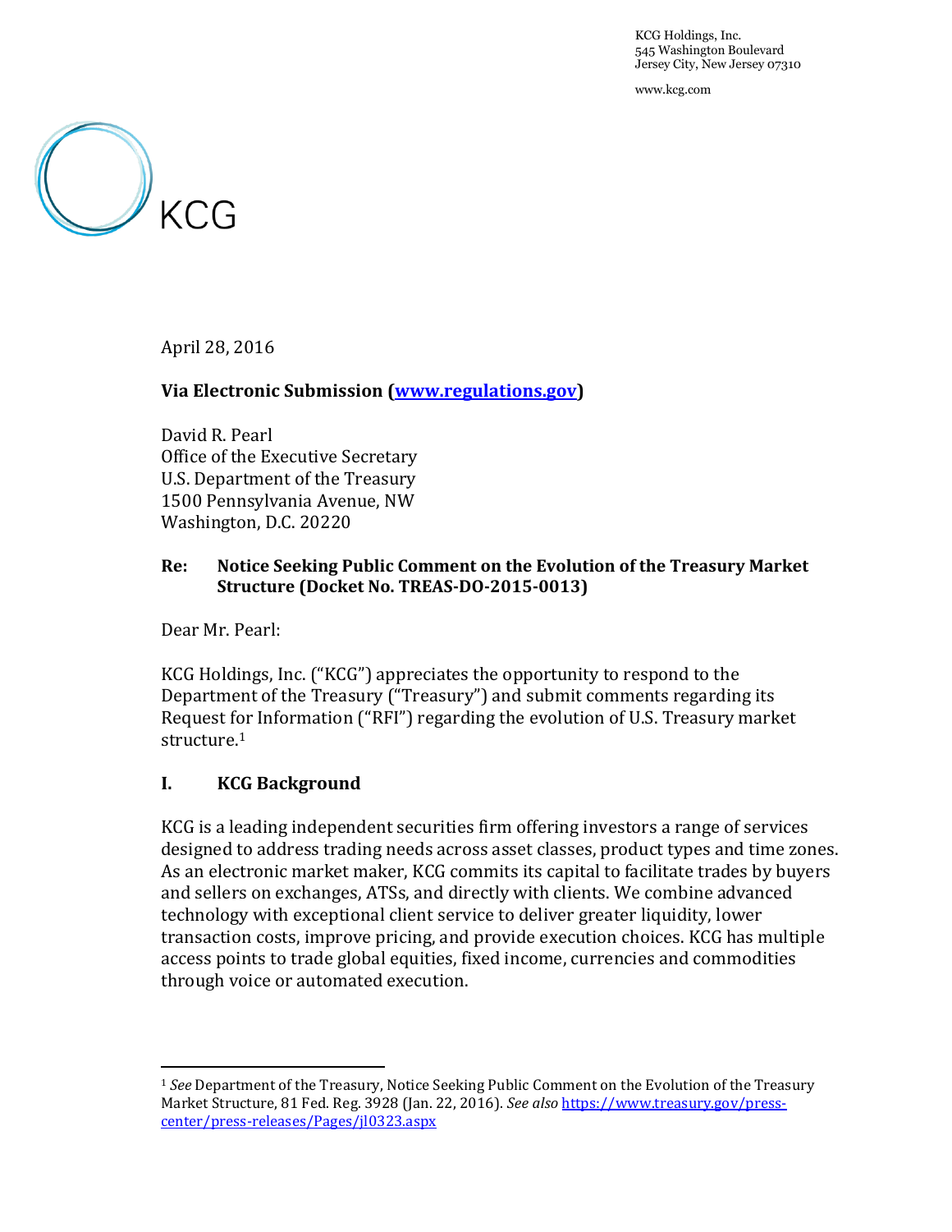KCG Holdings, Inc.
545 Washington Boulevard
Jersey City, New Jersey 07310

www.kcg.com

KCG

April 28, 2016

**Via Electronic Submission ([www.regulations.gov](www.regulations.gov))**

David R. Pearl
Office of the Executive Secretary
U.S. Department of the Treasury
1500 Pennsylvania Avenue, NW
Washington, D.C. 20220

**Re: Notice Seeking Public Comment on the Evolution of the Treasury Market Structure (Docket No. TREAS-DO-2015-0013)**

Dear Mr. Pearl:

KCG Holdings, Inc. ("KCG") appreciates the opportunity to respond to the Department of the Treasury ("Treasury") and submit comments regarding its Request for Information ("RFI") regarding the evolution of U.S. Treasury market structure.[1]

## I. KCG Background

KCG is a leading independent securities firm offering investors a range of services designed to address trading needs across asset classes, product types and time zones. As an electronic market maker, KCG commits its capital to facilitate trades by buyers and sellers on exchanges, ATSs, and directly with clients. We combine advanced technology with exceptional client service to deliver greater liquidity, lower transaction costs, improve pricing, and provide execution choices. KCG has multiple access points to trade global equities, fixed income, currencies and commodities through voice or automated execution.

---

[1] *See* Department of the Treasury, Notice Seeking Public Comment on the Evolution of the Treasury Market Structure, 81 Fed. Reg. 3928 (Jan. 22, 2016). *See also* [https://www.treasury.gov/press-center/press-releases/Pages/jl0323.aspx](https://www.treasury.gov/press-center/press-releases/Pages/jl0323.aspx)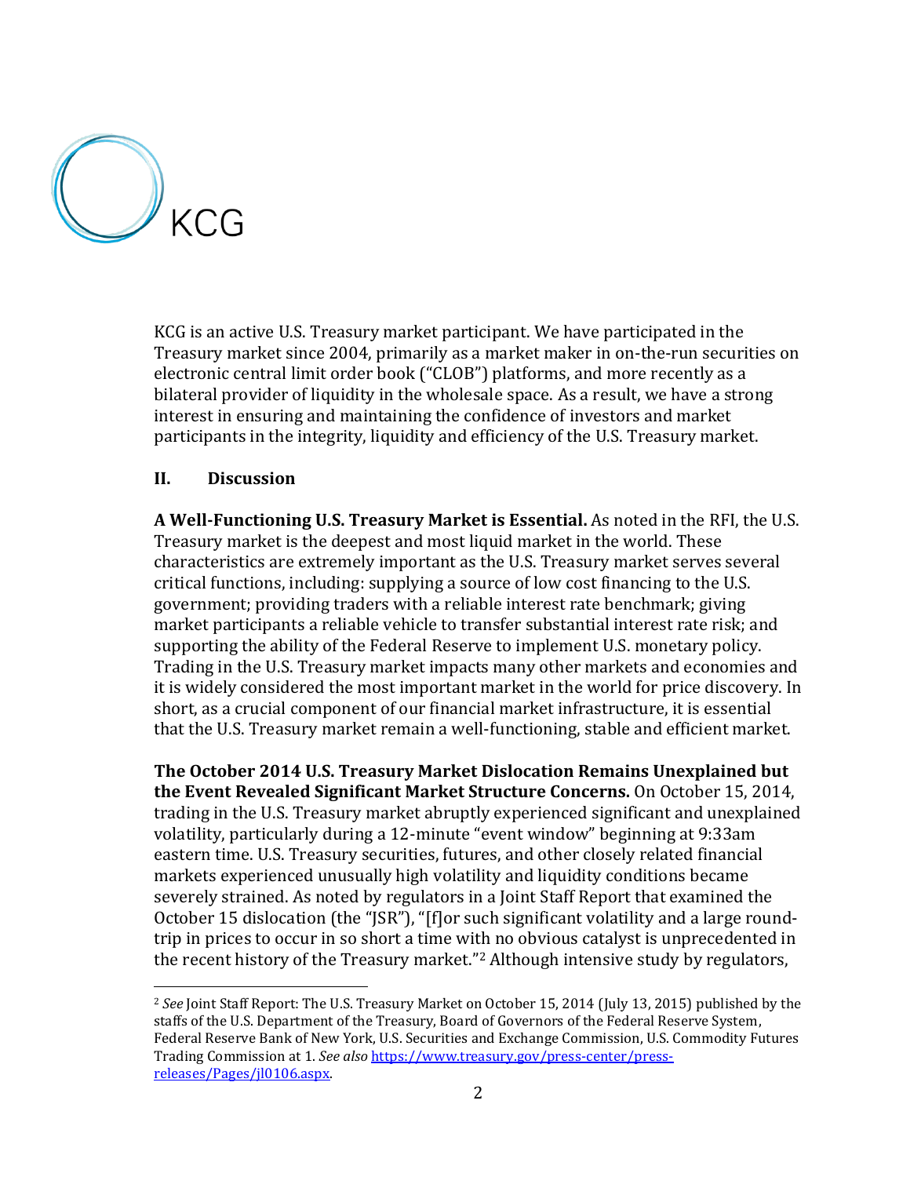KCG is an active U.S. Treasury market participant. We have participated in the Treasury market since 2004, primarily as a market maker in on-the-run securities on electronic central limit order book ("CLOB") platforms, and more recently as a bilateral provider of liquidity in the wholesale space. As a result, we have a strong interest in ensuring and maintaining the confidence of investors and market participants in the integrity, liquidity and efficiency of the U.S. Treasury market.

## II. Discussion

**A Well-Functioning U.S. Treasury Market is Essential.** As noted in the RFI, the U.S. Treasury market is the deepest and most liquid market in the world. These characteristics are extremely important as the U.S. Treasury market serves several critical functions, including: supplying a source of low cost financing to the U.S. government; providing traders with a reliable interest rate benchmark; giving market participants a reliable vehicle to transfer substantial interest rate risk; and supporting the ability of the Federal Reserve to implement U.S. monetary policy. Trading in the U.S. Treasury market impacts many other markets and economies and it is widely considered the most important market in the world for price discovery. In short, as a crucial component of our financial market infrastructure, it is essential that the U.S. Treasury market remain a well-functioning, stable and efficient market.

**The October 2014 U.S. Treasury Market Dislocation Remains Unexplained but the Event Revealed Significant Market Structure Concerns.** On October 15, 2014, trading in the U.S. Treasury market abruptly experienced significant and unexplained volatility, particularly during a 12-minute "event window" beginning at 9:33am eastern time. U.S. Treasury securities, futures, and other closely related financial markets experienced unusually high volatility and liquidity conditions became severely strained. As noted by regulators in a Joint Staff Report that examined the October 15 dislocation (the "JSR"), "[f]or such significant volatility and a large round-trip in prices to occur in so short a time with no obvious catalyst is unprecedented in the recent history of the Treasury market."[2] Although intensive study by regulators,

[2] *See* Joint Staff Report: The U.S. Treasury Market on October 15, 2014 (July 13, 2015) published by the staffs of the U.S. Department of the Treasury, Board of Governors of the Federal Reserve System, Federal Reserve Bank of New York, U.S. Securities and Exchange Commission, U.S. Commodity Futures Trading Commission at 1. *See also* https://www.treasury.gov/press-center/press-releases/Pages/jl0106.aspx.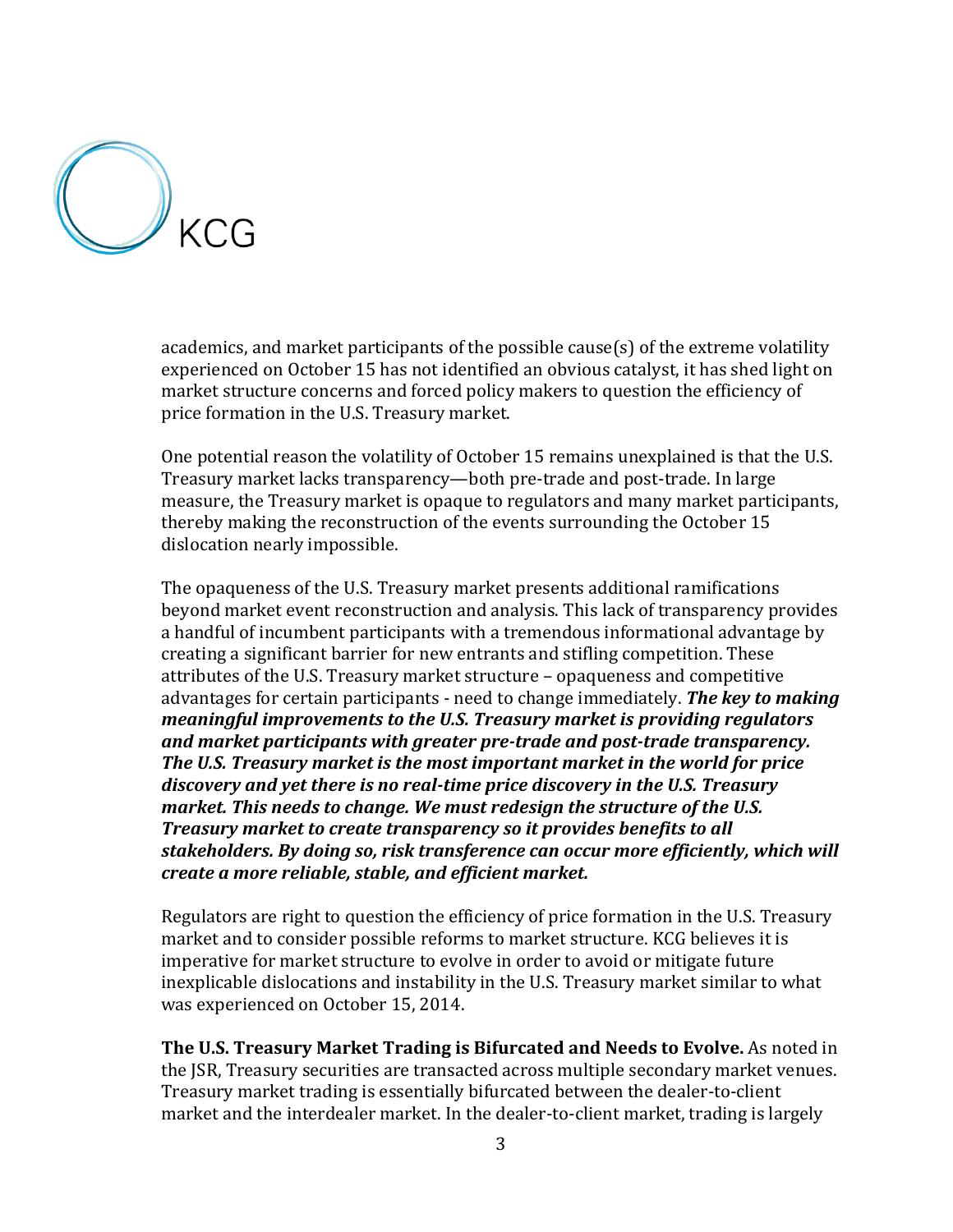academics, and market participants of the possible cause(s) of the extreme volatility experienced on October 15 has not identified an obvious catalyst, it has shed light on market structure concerns and forced policy makers to question the efficiency of price formation in the U.S. Treasury market.

One potential reason the volatility of October 15 remains unexplained is that the U.S. Treasury market lacks transparency—both pre-trade and post-trade. In large measure, the Treasury market is opaque to regulators and many market participants, thereby making the reconstruction of the events surrounding the October 15 dislocation nearly impossible.

The opaqueness of the U.S. Treasury market presents additional ramifications beyond market event reconstruction and analysis. This lack of transparency provides a handful of incumbent participants with a tremendous informational advantage by creating a significant barrier for new entrants and stifling competition. These attributes of the U.S. Treasury market structure – opaqueness and competitive advantages for certain participants - need to change immediately. ***The key to making meaningful improvements to the U.S. Treasury market is providing regulators and market participants with greater pre-trade and post-trade transparency. The U.S. Treasury market is the most important market in the world for price discovery and yet there is no real-time price discovery in the U.S. Treasury market. This needs to change. We must redesign the structure of the U.S. Treasury market to create transparency so it provides benefits to all stakeholders. By doing so, risk transference can occur more efficiently, which will create a more reliable, stable, and efficient market.***

Regulators are right to question the efficiency of price formation in the U.S. Treasury market and to consider possible reforms to market structure. KCG believes it is imperative for market structure to evolve in order to avoid or mitigate future inexplicable dislocations and instability in the U.S. Treasury market similar to what was experienced on October 15, 2014.

**The U.S. Treasury Market Trading is Bifurcated and Needs to Evolve.** As noted in the JSR, Treasury securities are transacted across multiple secondary market venues. Treasury market trading is essentially bifurcated between the dealer-to-client market and the interdealer market. In the dealer-to-client market, trading is largely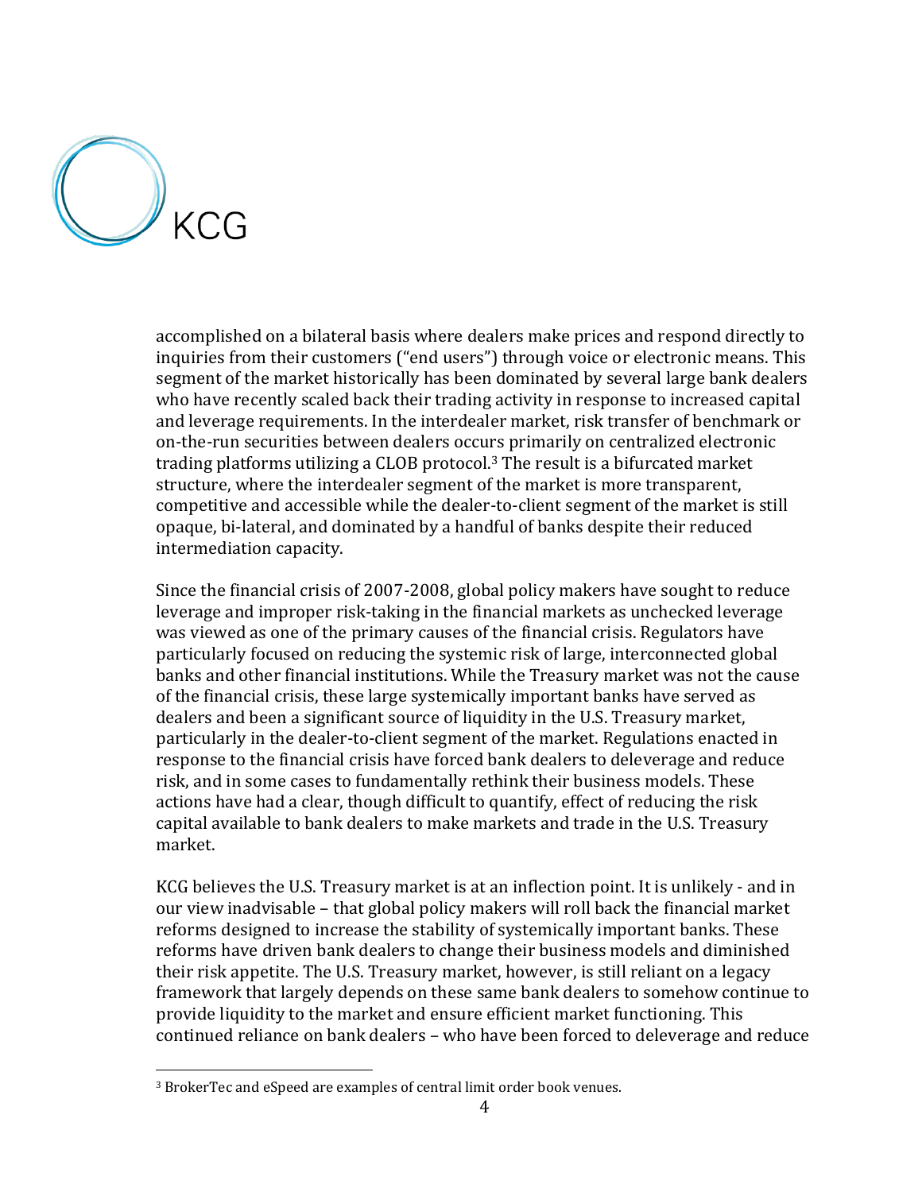accomplished on a bilateral basis where dealers make prices and respond directly to inquiries from their customers ("end users") through voice or electronic means. This segment of the market historically has been dominated by several large bank dealers who have recently scaled back their trading activity in response to increased capital and leverage requirements. In the interdealer market, risk transfer of benchmark or on-the-run securities between dealers occurs primarily on centralized electronic trading platforms utilizing a CLOB protocol.[3] The result is a bifurcated market structure, where the interdealer segment of the market is more transparent, competitive and accessible while the dealer-to-client segment of the market is still opaque, bi-lateral, and dominated by a handful of banks despite their reduced intermediation capacity.

Since the financial crisis of 2007-2008, global policy makers have sought to reduce leverage and improper risk-taking in the financial markets as unchecked leverage was viewed as one of the primary causes of the financial crisis. Regulators have particularly focused on reducing the systemic risk of large, interconnected global banks and other financial institutions. While the Treasury market was not the cause of the financial crisis, these large systemically important banks have served as dealers and been a significant source of liquidity in the U.S. Treasury market, particularly in the dealer-to-client segment of the market. Regulations enacted in response to the financial crisis have forced bank dealers to deleverage and reduce risk, and in some cases to fundamentally rethink their business models. These actions have had a clear, though difficult to quantify, effect of reducing the risk capital available to bank dealers to make markets and trade in the U.S. Treasury market.

KCG believes the U.S. Treasury market is at an inflection point. It is unlikely - and in our view inadvisable – that global policy makers will roll back the financial market reforms designed to increase the stability of systemically important banks. These reforms have driven bank dealers to change their business models and diminished their risk appetite. The U.S. Treasury market, however, is still reliant on a legacy framework that largely depends on these same bank dealers to somehow continue to provide liquidity to the market and ensure efficient market functioning. This continued reliance on bank dealers – who have been forced to deleverage and reduce

[3] BrokerTec and eSpeed are examples of central limit order book venues.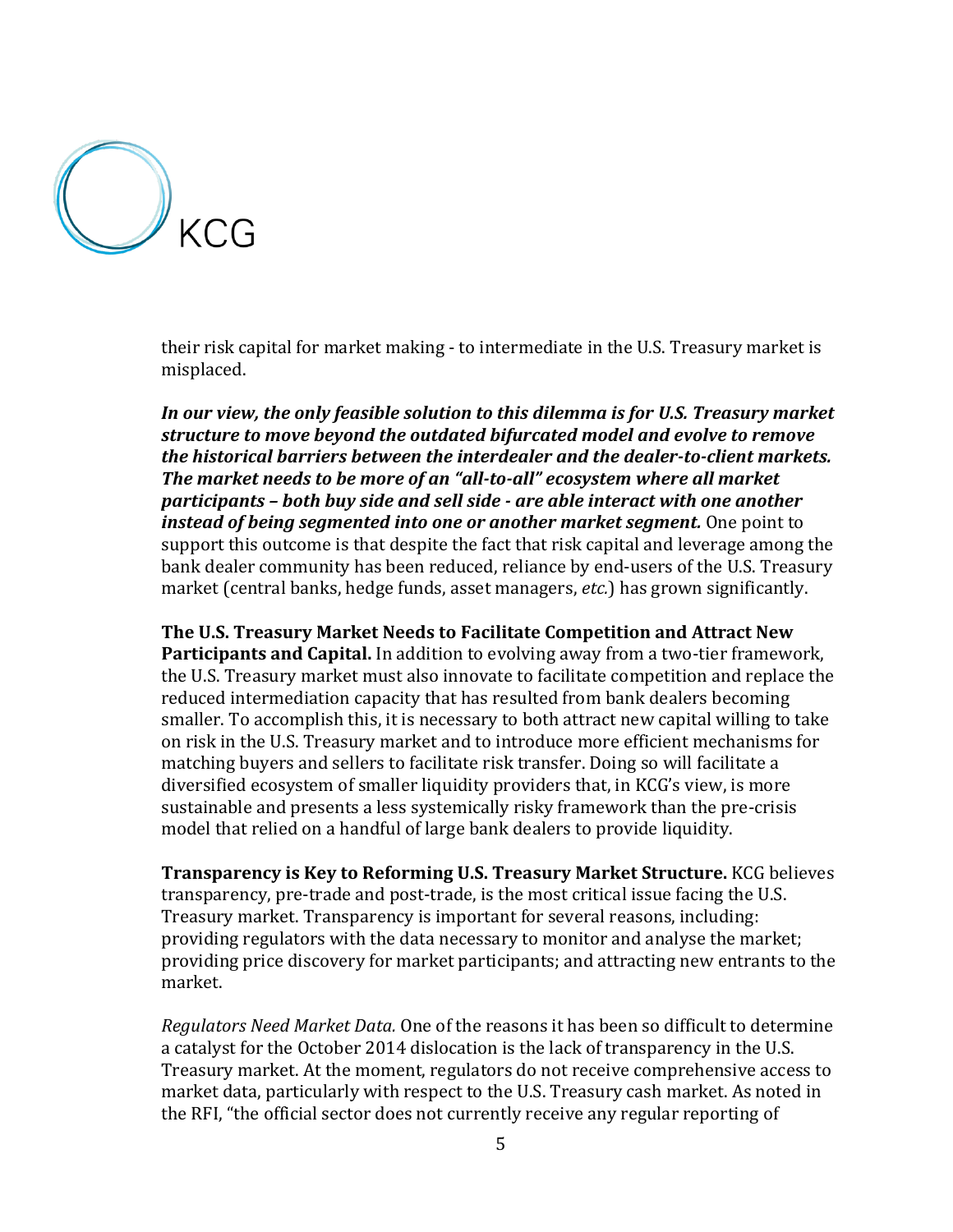their risk capital for market making - to intermediate in the U.S. Treasury market is misplaced.

***In our view, the only feasible solution to this dilemma is for U.S. Treasury market structure to move beyond the outdated bifurcated model and evolve to remove the historical barriers between the interdealer and the dealer-to-client markets. The market needs to be more of an "all-to-all" ecosystem where all market participants – both buy side and sell side - are able interact with one another instead of being segmented into one or another market segment.*** One point to support this outcome is that despite the fact that risk capital and leverage among the bank dealer community has been reduced, reliance by end-users of the U.S. Treasury market (central banks, hedge funds, asset managers, *etc.*) has grown significantly.

**The U.S. Treasury Market Needs to Facilitate Competition and Attract New Participants and Capital.** In addition to evolving away from a two-tier framework, the U.S. Treasury market must also innovate to facilitate competition and replace the reduced intermediation capacity that has resulted from bank dealers becoming smaller. To accomplish this, it is necessary to both attract new capital willing to take on risk in the U.S. Treasury market and to introduce more efficient mechanisms for matching buyers and sellers to facilitate risk transfer. Doing so will facilitate a diversified ecosystem of smaller liquidity providers that, in KCG's view, is more sustainable and presents a less systemically risky framework than the pre-crisis model that relied on a handful of large bank dealers to provide liquidity.

**Transparency is Key to Reforming U.S. Treasury Market Structure.** KCG believes transparency, pre-trade and post-trade, is the most critical issue facing the U.S. Treasury market. Transparency is important for several reasons, including: providing regulators with the data necessary to monitor and analyse the market; providing price discovery for market participants; and attracting new entrants to the market.

*Regulators Need Market Data.* One of the reasons it has been so difficult to determine a catalyst for the October 2014 dislocation is the lack of transparency in the U.S. Treasury market. At the moment, regulators do not receive comprehensive access to market data, particularly with respect to the U.S. Treasury cash market. As noted in the RFI, "the official sector does not currently receive any regular reporting of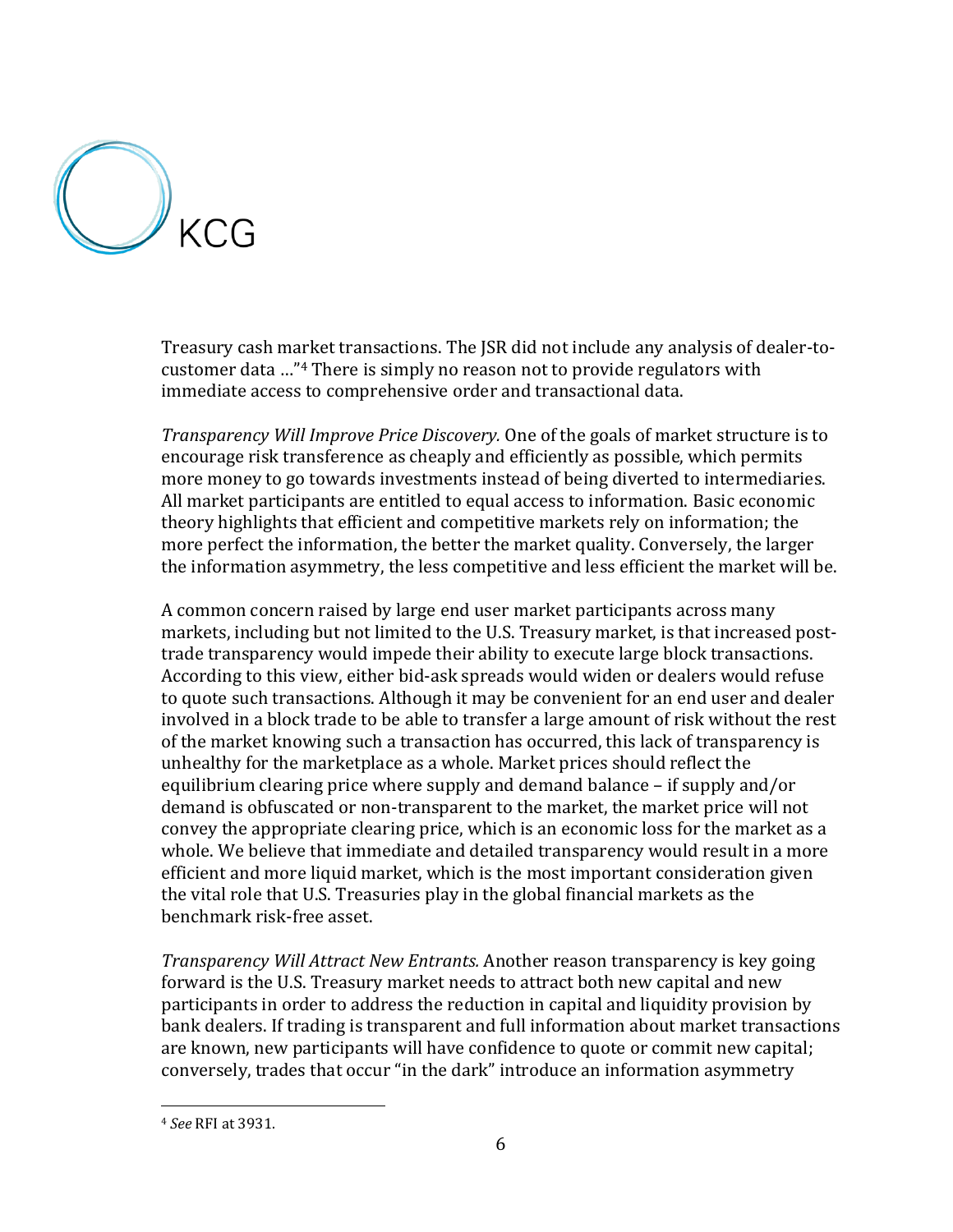Treasury cash market transactions. The JSR did not include any analysis of dealer-to-customer data …"[4] There is simply no reason not to provide regulators with immediate access to comprehensive order and transactional data.

*Transparency Will Improve Price Discovery.* One of the goals of market structure is to encourage risk transference as cheaply and efficiently as possible, which permits more money to go towards investments instead of being diverted to intermediaries. All market participants are entitled to equal access to information. Basic economic theory highlights that efficient and competitive markets rely on information; the more perfect the information, the better the market quality. Conversely, the larger the information asymmetry, the less competitive and less efficient the market will be.

A common concern raised by large end user market participants across many markets, including but not limited to the U.S. Treasury market, is that increased post-trade transparency would impede their ability to execute large block transactions. According to this view, either bid-ask spreads would widen or dealers would refuse to quote such transactions. Although it may be convenient for an end user and dealer involved in a block trade to be able to transfer a large amount of risk without the rest of the market knowing such a transaction has occurred, this lack of transparency is unhealthy for the marketplace as a whole. Market prices should reflect the equilibrium clearing price where supply and demand balance – if supply and/or demand is obfuscated or non-transparent to the market, the market price will not convey the appropriate clearing price, which is an economic loss for the market as a whole. We believe that immediate and detailed transparency would result in a more efficient and more liquid market, which is the most important consideration given the vital role that U.S. Treasuries play in the global financial markets as the benchmark risk-free asset.

*Transparency Will Attract New Entrants.* Another reason transparency is key going forward is the U.S. Treasury market needs to attract both new capital and new participants in order to address the reduction in capital and liquidity provision by bank dealers. If trading is transparent and full information about market transactions are known, new participants will have confidence to quote or commit new capital; conversely, trades that occur "in the dark" introduce an information asymmetry

[4] *See* RFI at 3931.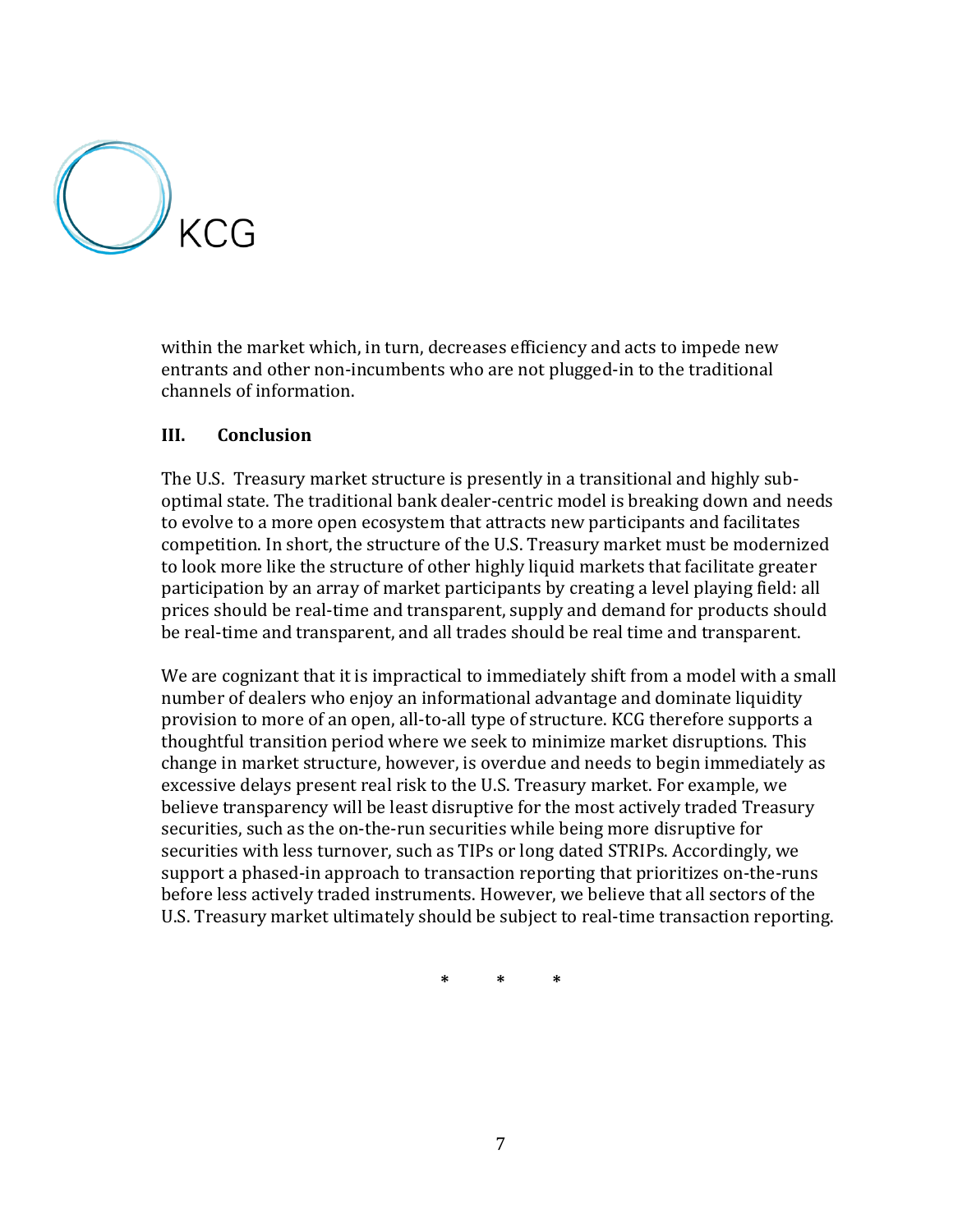within the market which, in turn, decreases efficiency and acts to impede new entrants and other non-incumbents who are not plugged-in to the traditional channels of information.

## III. Conclusion

The U.S. Treasury market structure is presently in a transitional and highly sub-optimal state. The traditional bank dealer-centric model is breaking down and needs to evolve to a more open ecosystem that attracts new participants and facilitates competition. In short, the structure of the U.S. Treasury market must be modernized to look more like the structure of other highly liquid markets that facilitate greater participation by an array of market participants by creating a level playing field: all prices should be real-time and transparent, supply and demand for products should be real-time and transparent, and all trades should be real time and transparent.

We are cognizant that it is impractical to immediately shift from a model with a small number of dealers who enjoy an informational advantage and dominate liquidity provision to more of an open, all-to-all type of structure. KCG therefore supports a thoughtful transition period where we seek to minimize market disruptions. This change in market structure, however, is overdue and needs to begin immediately as excessive delays present real risk to the U.S. Treasury market. For example, we believe transparency will be least disruptive for the most actively traded Treasury securities, such as the on-the-run securities while being more disruptive for securities with less turnover, such as TIPs or long dated STRIPs. Accordingly, we support a phased-in approach to transaction reporting that prioritizes on-the-runs before less actively traded instruments. However, we believe that all sectors of the U.S. Treasury market ultimately should be subject to real-time transaction reporting.

\*     \*     \*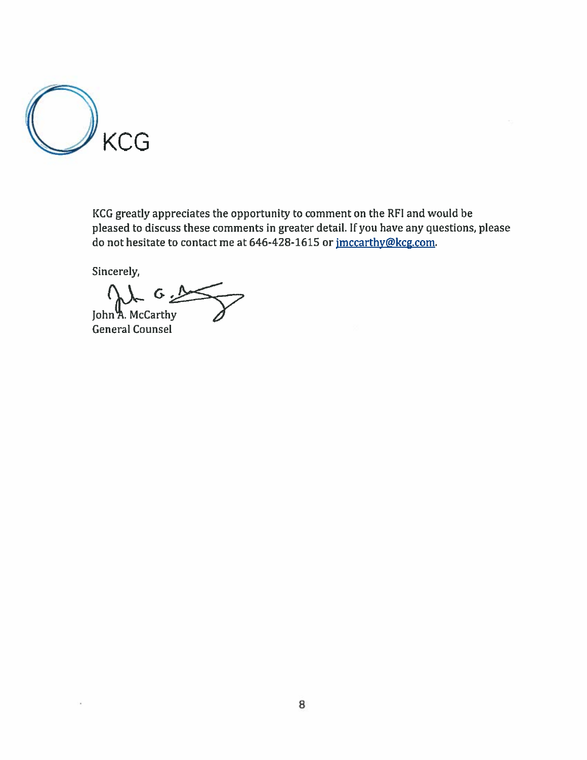KCG

KCG greatly appreciates the opportunity to comment on the RFI and would be pleased to discuss these comments in greater detail. If you have any questions, please do not hesitate to contact me at 646-428-1615 or jmccarthy@kcg.com.

Sincerely,

John A. McCarthy
General Counsel